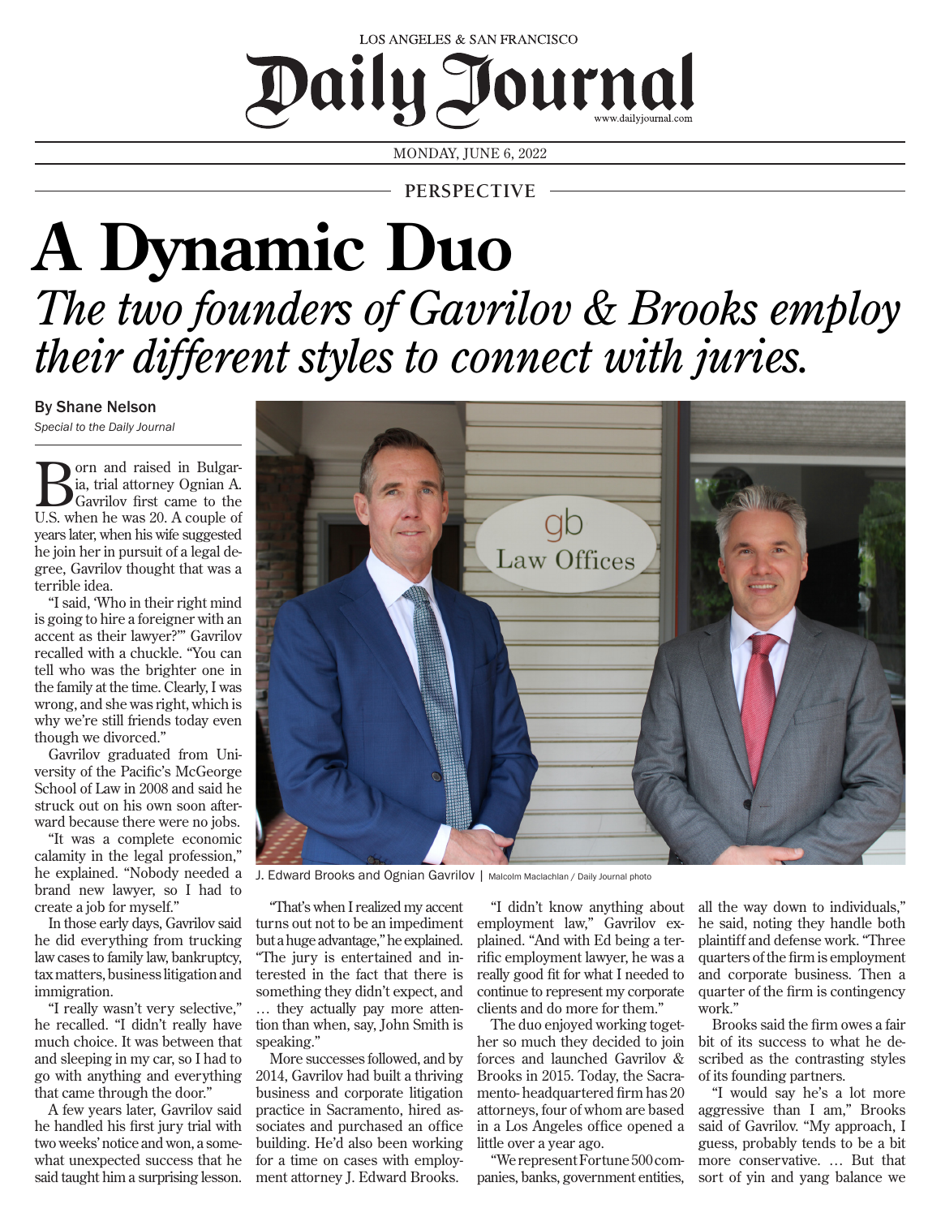LOS ANGELES & SAN FRANCISCO

# Daily Journal

MONDAY, JUNE 6, 2022

PERSPECTIVE

# A Dynamic Duo

## *The two founders of Gavrilov & Brooks employ their different styles to connect with juries.*

By Shane Nelson

*Special to the Daily Journal*

Born and raised in Bulgaria, trial attorney Ognian A. Gavrilov first came to the U.S. when he was 20. A couple of years later, when his wife suggested he join her in pursuit of a legal degree, Gavrilov thought that was a terrible idea.

"I said, 'Who in their right mind is going to hire a foreigner with an accent as their lawyer?'" Gavrilov recalled with a chuckle. "You can tell who was the brighter one in the family at the time. Clearly, I was wrong, and she was right, which is why we're still friends today even though we divorced."

Gavrilov graduated from University of the Pacific's McGeorge School of Law in 2008 and said he struck out on his own soon afterward because there were no jobs.

"It was a complete economic calamity in the legal profession," he explained. "Nobody needed a brand new lawyer, so I had to create a job for myself."

In those early days, Gavrilov said he did everything from trucking law cases to family law, bankruptcy, tax matters, business litigation and immigration.

"I really wasn't very selective," he recalled. "I didn't really have much choice. It was between that and sleeping in my car, so I had to go with anything and everything that came through the door."

A few years later, Gavrilov said he handled his first jury trial with two weeks' notice and won, a somewhat unexpected success that he said taught him a surprising lesson.

J. Edward Brooks and Ognian Gavrilov | Malcolm Maclachlan / Daily Journal photo

"That's when I realized my accent turns out not to be an impediment but a huge advantage," he explained. "The jury is entertained and interested in the fact that there is something they didn't expect, and … they actually pay more attention than when, say, John Smith is speaking."

More successes followed, and by 2014, Gavrilov had built a thriving business and corporate litigation practice in Sacramento, hired associates and purchased an office building. He'd also been working for a time on cases with employment attorney J. Edward Brooks.

"I didn't know anything about employment law," Gavrilov explained. "And with Ed being a terrific employment lawyer, he was a really good fit for what I needed to continue to represent my corporate clients and do more for them."

The duo enjoyed working together so much they decided to join forces and launched Gavrilov & Brooks in 2015. Today, the Sacramento-headquartered firm has 20 attorneys, four of whom are based in a Los Angeles office opened a little over a year ago.

"We represent Fortune 500 companies, banks, government entities, all the way down to individuals," he said, noting they handle both plaintiff and defense work. "Three quarters of the firm is employment and corporate business. Then a quarter of the firm is contingency work."

Brooks said the firm owes a fair bit of its success to what he described as the contrasting styles of its founding partners.

"I would say he's a lot more aggressive than I am," Brooks said of Gavrilov. "My approach, I guess, probably tends to be a bit more conservative. … But that sort of yin and yang balance we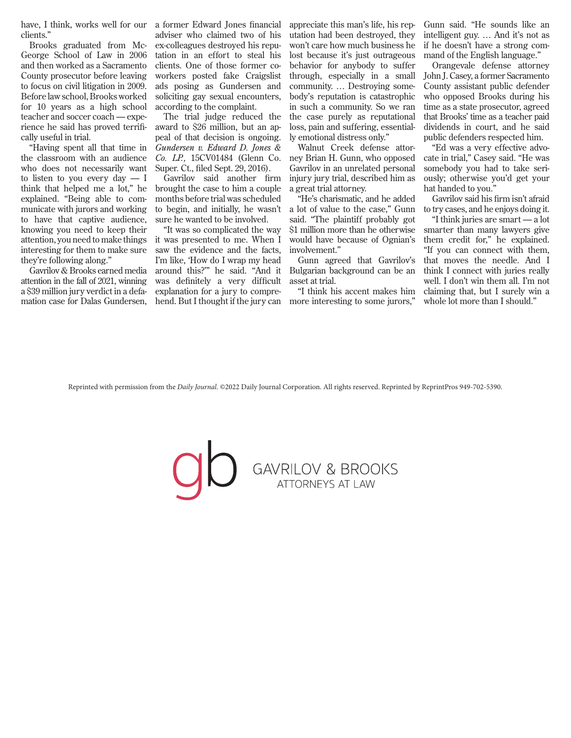have, I think, works well for our clients."

Brooks graduated from McGeorge School of Law in 2006 and then worked as a Sacramento County prosecutor before leaving to focus on civil litigation in 2009. Before law school, Brooks worked for 10 years as a high school teacher and soccer coach — experience he said has proved terrifically useful in trial.

"Having spent all that time in the classroom with an audience who does not necessarily want to listen to you every day — I think that helped me a lot," he explained. "Being able to communicate with jurors and working to have that captive audience, knowing you need to keep their attention, you need to make things interesting for them to make sure they're following along."

Gavrilov & Brooks earned media attention in the fall of 2021, winning a $39 million jury verdict in a defamation case for Dalas Gundersen, a former Edward Jones financial adviser who claimed two of his ex-colleagues destroyed his reputation in an effort to steal his clients. One of those former coworkers posted fake Craigslist ads posing as Gundersen and soliciting gay sexual encounters, according to the complaint.

The trial judge reduced the award to $26 million, but an appeal of that decision is ongoing. *Gundersen v. Edward D. Jones & Co. LP,* 15CV01484 (Glenn Co. Super. Ct., filed Sept. 29, 2016).

Gavrilov said another firm brought the case to him a couple months before trial was scheduled to begin, and initially, he wasn't sure he wanted to be involved.

"It was so complicated the way it was presented to me. When I saw the evidence and the facts, I'm like, 'How do I wrap my head around this?'" he said. "And it was definitely a very difficult explanation for a jury to comprehend. But I thought if the jury can appreciate this man's life, his reputation had been destroyed, they won't care how much business he lost because it's just outrageous behavior for anybody to suffer through, especially in a small community. … Destroying somebody's reputation is catastrophic in such a community. So we ran the case purely as reputational loss, pain and suffering, essentially emotional distress only."

Walnut Creek defense attorney Brian H. Gunn, who opposed Gavrilov in an unrelated personal injury jury trial, described him as a great trial attorney.

"He's charismatic, and he added a lot of value to the case," Gunn said. "The plaintiff probably got $1 million more than he otherwise would have because of Ognian's involvement."

Gunn agreed that Gavrilov's Bulgarian background can be an asset at trial.

"I think his accent makes him more interesting to some jurors," Gunn said. "He sounds like an intelligent guy. … And it's not as if he doesn't have a strong command of the English language."

Orangevale defense attorney John J. Casey, a former Sacramento County assistant public defender who opposed Brooks during his time as a state prosecutor, agreed that Brooks' time as a teacher paid dividends in court, and he said public defenders respected him.

"Ed was a very effective advocate in trial," Casey said. "He was somebody you had to take seriously; otherwise you'd get your hat handed to you."

Gavrilov said his firm isn't afraid to try cases, and he enjoys doing it.

"I think juries are smart — a lot smarter than many lawyers give them credit for," he explained. "If you can connect with them, that moves the needle. And I think I connect with juries really well. I don't win them all. I'm not claiming that, but I surely win a whole lot more than I should."

Reprinted with permission from the *Daily Journal*. ©2022 Daily Journal Corporation. All rights reserved. Reprinted by ReprintPros 949-702-5390.

gb GAVRILOV & BROOKS
ATTORNEYS AT LAW